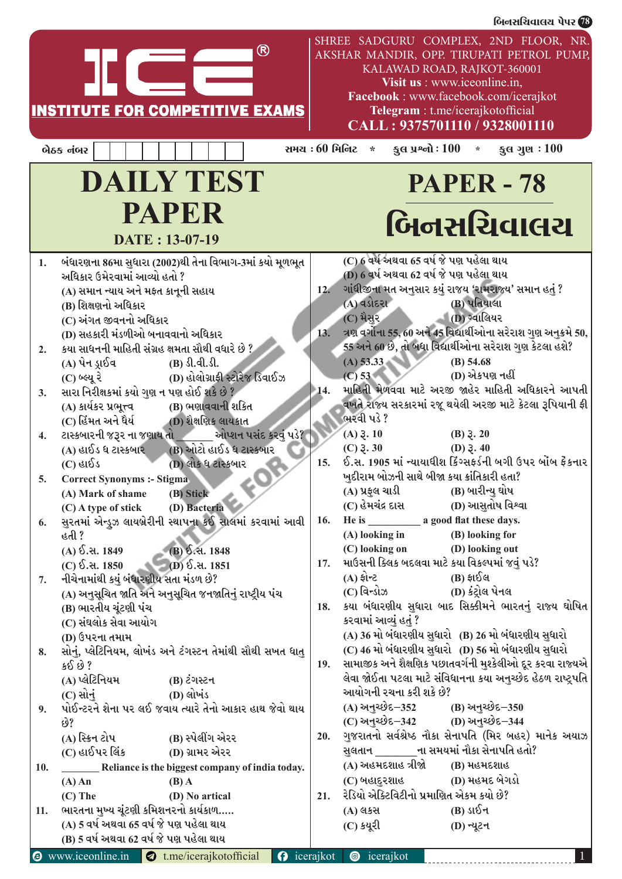# ICE® INSTITUTE FOR COMPETITIVE EXAMS

SHREE SADGURU COMPLEX, 2ND FLOOR, NR. AKSHAR MANDIR, OPP. TIRUPATI PETROL PUMP, KALAWAD ROAD, RAJKOT-360001
**Visit us** : www.iceonline.in,
**Facebook** : www.facebook.com/icerajkot
**Telegram** : t.me/icerajkotofficial
**CALL : 9375701110 / 9328001110**

બેઠક નંબર | સમય : 60 મિનિટ * કુલ પ્રશ્નો : 100 * કુલ ગુણ : 100

# DAILY TEST PAPER

**DATE : 13-07-19**

# PAPER - 78

# બિનસચિવાલય

1. બંધારણના 86મા સુધારા (2002)થી તેના વિભાગ-3માં કયો મૂળભૂત અધિકાર ઉમેરવામાં આવ્યો હતો ?
   (A) સમાન ન્યાય અને મફત કાનૂની સહાય
   (B) શિક્ષણનો અધિકાર
   (C) અંગત જીવનનો અધિકાર
   (D) સહકારી મંડળીઓ બનાવવાનો અધિકાર

2. કયા સાધનની માહિતી સંગ્રહ ક્ષમતા સૌથી વધારે છે ?
   (A) પેન ડ્રાઈવ (B) ડી.વી.ડી.
   (C) બ્લ્યૂ રે (D) હોલોગ્રાફી સ્ટોરેજ ડિવાઈઝ

3. સારા નિરીક્ષકમાં કયો ગુણ ન પણ હોઈ શકે છે ?
   (A) કાર્યકર પ્રભૂત્ત્વ (B) ભણાવવાની શકિત
   (C) હિંમત અને ધૈર્ય (D) શૈક્ષણિક લાયકાત

4. ટાસ્કબારની જરૂર ના જણાય તો _______ ઓપ્શન પસંદ કરવું પડે?
   (A) હાઈડ ધ ટાસ્કબાર (B) ઓટો હાઈડ ધ ટાસ્કબાર
   (C) હાઈડ (D) લોક ધ ટાસ્કબાર

5. Correct Synonyms :- Stigma
   (A) Mark of shame (B) Stick
   (C) A type of stick (D) Bacteria

6. સુરતમાં એન્ડ્રુઝ લાયબ્રેરીની સ્થાપના કઈ સાલમાં કરવામાં આવી હતી ?
   (A) ઈ.સ. 1849 (B) ઈ.સ. 1848
   (C) ઈ.સ. 1850 (D) ઈ.સ. 1851

7. નીચેનામાંથી કયું બંધારણીય સત્તા મંડળ છે?
   (A) અનુસૂચિત જાતિ અને અનુસૂચિત જનજાતિનું રાષ્ટ્રીય પંચ
   (B) ભારતીય ચૂંટણી પંચ
   (C) સંઘલોક સેવા આયોગ
   (D) ઉપરના તમામ

8. સોનું, પ્લેટિનિયમ, લોખંડ અને ટંગસ્ટન તેમાંથી સૌથી સખત ધાતુ કઈ છે ?
   (A) પ્લેટિનિયમ (B) ટંગસ્ટન
   (C) સોનું (D) લોખંડ

9. પોઈન્ટરને શેના પર લઈ જવાય ત્યારે તેનો આકાર હાથ જેવો થાય છે?
   (A) સ્ક્રિન ટોપ (B) સ્પેલીંગ એરર
   (C) હાઈપર લિંક (D) ગ્રામર એરર

10. _______ Reliance is the biggest company of india today.
    (A) An (B) A
    (C) The (D) No artical

11. ભારતના મુખ્ય ચૂંટણી કમિશનરનો કાર્યકાળ.....
    (A) 5 વર્ષ અથવા 65 વર્ષ જે પણ પહેલા થાય
    (B) 5 વર્ષ અથવા 62 વર્ષ જે પણ પહેલા થાય
    (C) 6 વર્ષ અથવા 65 વર્ષ જે પણ પહેલા થાય
    (D) 6 વર્ષ અથવા 62 વર્ષ જે પણ પહેલા થાય

12. ગાંધીજીના મત અનુસાર કયું રાજ્ય 'રામરાજ્ય' સમાન હતું ?
    (A) વડોદરા (B) પતિયાલા
    (C) મૈસૂર (D) ગ્વાલિયર

13. ત્રણ વર્ગોના 55, 60 અને 45 વિદ્યાર્થીઓના સરેરાશ ગુણ અનુક્રમે 50, 55 અને 60 છે, તો બધા વિદ્યાર્થીઓના સરેરાશ ગુણ કેટલા હશે?
    (A) 53.33 (B) 54.68
    (C) 53 (D) એકપણ નહીં

14. માહિતી મેળવવા માટે અરજી જાહેર માહિતી અધિકારને આપતી વખતે રાજ્ય સરકારમાં રજૂ થયેલી અરજી માટે કેટલા રૂપિયાની ફી ભરવી પડે ?
    (A) રૂ. 10 (B) રૂ. 20
    (C) રૂ. 30 (D) રૂ. 40

15. ઈ.સ. 1905 માં ન્યાયાધીશ કિંગ્સફર્ડની બગી ઉપર બોંબ ફેંકનાર ખુદીરામ બોઝની સાથે બીજા કયા ક્રાંતિકારી હતા?
    (A) પ્રફુલ ચાકી (B) બારીન્દ્ર ઘોષ
    (C) હેમચંદ્ર દાસ (D) આસુતોષ વિશ્વા

16. He is _________ a good flat these days.
    (A) looking in (B) looking for
    (C) looking on (D) looking out

17. માઉસની ક્લિક બદલવા માટે કયા વિકલ્પમાં જવું પડે?
    (A) ફોન્ટ (B) ફાઈલ
    (C) વિન્ડોઝ (D) કંટ્રોલ પેનલ

18. કયા બંધારણીય સુધારા બાદ સિક્કીમને ભારતનું રાજ્ય ઘોષિત કરવામાં આવ્યું હતું ?
    (A) 36 મો બંધારણીય સુધારો (B) 26 મો બંધારણીય સુધારો
    (C) 46 મો બંધારણીય સુધારો (D) 56 મો બંધારણીય સુધારો

19. સામાજીક અને શૈક્ષણિક પછાતવર્ગની મુશ્કેલીઓ દૂર કરવા રાજ્યએ લેવા જોઈતા પટલા માટે સંવિધાનના કયા અનુચ્છેદ હેઠળ રાષ્ટ્રપતિ આયોગની રચના કરી શકે છે?
    (A) અનુચ્છેદ–352 (B) અનુચ્છેદ–350
    (C) અનુચ્છેદ–342 (D) અનુચ્છેદ–344

20. ગુજરાતનો સર્વશ્રેષ્ઠ નૌકા સેનાપતિ (મિર બહર) માનેક અયાઝ સુલતાન _______ના સમયમાં નૌકા સેનાપતિ હતો?
    (A) અહમદશાહ ત્રીજો (B) મહમદશાહ
    (C) બહાદુરશાહ (D) મહમદ બેગડો

21. રેડિયો એક્ટિવિટીનો પ્રમાણિત એકમ કયો છે?
    (A) લકસ (B) ડાઈન
    (C) ક્યૂરી (D) ન્યૂટન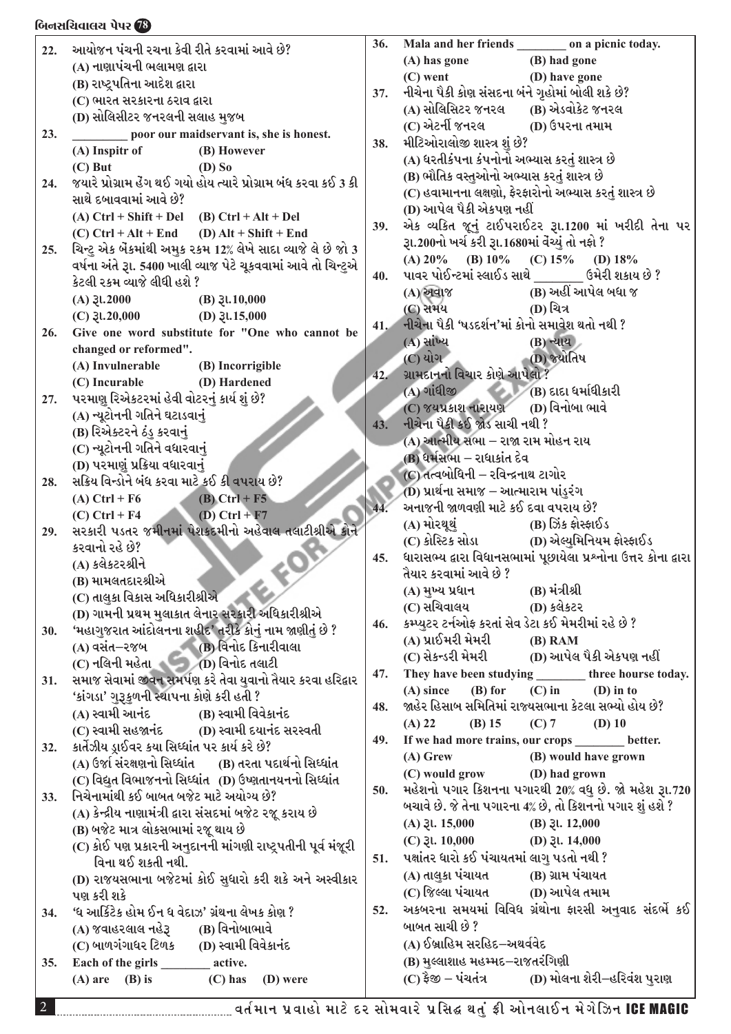22. આયોજન પંચની રચના કેવી રીતે કરવામાં આવે છે?
(A) નાણાપંચની ભલામણ દ્વારા
(B) રાષ્ટ્રપતિના આદેશ દ્વારા
(C) ભારત સરકારના ઠરાવ દ્વારા
(D) સોલિસીટર જનરલની સલાહ મુજબ

23. ________ poor our maidservant is, she is honest.
(A) Inspitr of (B) However
(C) But (D) So

24. જયારે પ્રોગ્રામ હેંગ થઈ ગયો હોય ત્યારે પ્રોગ્રામ બંધ કરવા કઈ 3 કી સાથે દબાવવામાં આવે છે?
(A) Ctrl + Shift + Del (B) Ctrl + Alt + Del
(C) Ctrl + Alt + End (D) Alt + Shift + End

25. ચિન્ટુ એક બેંકમાંથી અમુક રકમ 12% લેખે સાદા વ્યાજે લે છે જો 3 વર્ષના અંતે રૂ. 5400 ખાલી વ્યાજ પેટે ચૂકવવામાં આવે તો ચિન્ટુએ કેટલી રકમ વ્યાજે લીધી હશે ?
(A) રૂ.2000 (B) રૂ.10,000
(C) રૂ.20,000 (D) રૂ.15,000

26. Give one word substitute for "One who cannot be changed or reformed".
(A) Invulnerable (B) Incorrigible
(C) Incurable (D) Hardened

27. પરમાણુ રિએક્ટરમાં હેવી વોટરનું કાર્ય શું છે?
(A) ન્યૂટોનની ગતિને ઘટાડવાનું
(B) રિએક્ટરને ઠંડુ કરવાનું
(C) ન્યૂટોનની ગતિને વધારવાનું
(D) પરમાણું પ્રક્રિયા વધારવાનું

28. સક્રિય વિન્ડોને બંધ કરવા માટે કઈ કી વપરાય છે?
(A) Ctrl + F6 (B) Ctrl + F5
(C) Ctrl + F4 (D) Ctrl + F7

29. સરકારી પડતર જમીનમાં પેશકદમીનો અહેવાલ તલાટીશ્રીએ કોને કરવાનો રહે છે?
(A) કલેક્ટરશ્રીને
(B) મામલતદારશ્રીએ
(C) તાલુકા વિકાસ અધિકારીશ્રીએ
(D) ગામની પ્રથમ મુલાકાત લેનાર સરકારી અધિકારીશ્રીએ

30. 'મહાગુજરાત આંદોલનના શહીદ' તરીકે કોનું નામ જાણીતું છે ?
(A) વસંત–રજબ (B) વિનોદ કિનારીવાલા
(C) નલિની મહેતા (D) વિનોદ તલાટી

31. સમાજ સેવામાં જીવન સમર્પણ કરે તેવા યુવાનો તૈયાર કરવા હરિદ્વાર 'કાંગડા' ગુરૂકુળની સ્થાપના કોણે કરી હતી ?
(A) સ્વામી આનંદ (B) સ્વામી વિવેકાનંદ
(C) સ્વામી સહજાનંદ (D) સ્વામી દયાનંદ સરસ્વતી

32. કાર્તેઝીય ડ્રાઈવર કયા સિધ્ધાંત પર કાર્ય કરે છે?
(A) ઉર્જા સંરક્ષણનો સિધ્ધાંત (B) તરતા પદાર્થનો સિધ્ધાંત
(C) વિદ્યુત વિભાજનનો સિધ્ધાંત (D) ઉષ્ણતાનયનનો સિધ્ધાંત

33. નિચેનામાંથી કઈ બાબત બજેટ માટે અયોગ્ય છે?
(A) કેન્દ્રીય નાણામંત્રી દ્વારા સંસદમાં બજેટ રજૂ કરાય છે
(B) બજેટ માત્ર લોકસભામાં રજૂ થાય છે
(C) કોઈ પણ પ્રકારની અનુદાનની માંગણી રાષ્ટ્રપતીની પૂર્વ મંજૂરી વિના થઈ શકતી નથી.
(D) રાજયસભાના બજેટમાં કોઈ સુધારો કરી શકે અને અસ્વીકાર પણ કરી શકે

34. 'ધ આર્કટિક હોમ ઈન ધ વેદાઝ' ગ્રંથના લેખક કોણ ?
(A) જવાહરલાલ નહેરૂ (B) વિનોબાભાવે
(C) બાળગંગાધર ટિળક (D) સ્વામી વિવેકાનંદ

35. Each of the girls ________ active.
(A) are (B) is (C) has (D) were

36. Mala and her friends ________ on a picnic today.
(A) has gone (B) had gone
(C) went (D) have gone

37. નીચેના પૈકી કોણ સંસદના બંને ગૃહોમાં બોલી શકે છે?
(A) સોલિસિટર જનરલ (B) એડવોકેટ જનરલ
(C) એટર્ની જનરલ (D) ઉપરના તમામ

38. મીટિઓરોલોજી શાસ્ત્ર શું છે?
(A) ધરતીકંપના કંપનોનો અભ્યાસ કરતું શાસ્ત્ર છે
(B) ભૌતિક વસ્તુઓનો અભ્યાસ કરતું શાસ્ત્ર છે
(C) હવામાનના લક્ષણો, ફેરફારોનો અભ્યાસ કરતું શાસ્ત્ર છે
(D) આપેલ પૈકી એકપણ નહીં

39. એક વ્યકિત જૂનું ટાઈપરાઈટર રૂ.1200 માં ખરીદી તેના પર રૂ.200નો ખર્ચ કરી રૂ.1680માં વેંચ્યું તો નફો ?
(A) 20% (B) 10% (C) 15% (D) 18%

40. પાવર પોઈન્ટમાં સ્લાઈડ સાથે ________ ઉમેરી શકાય છે ?
(A) અવાજ (B) અહીં આપેલ બધા જ
(C) સમય (D) ચિત્ર

41. નીચેના પૈકી 'ષડદર્શન'માં કોનો સમાવેશ થતો નથી ?
(A) સાંખ્ય (B) ન્યાય
(C) યોગ (D) જ્યોતિષ

42. ગ્રામદાનનો વિચાર કોણે આપેલો ?
(A) ગાંધીજી (B) દાદા ધર્માધીકારી
(C) જયપ્રકાશ નારાયણ (D) વિનોબા ભાવે

43. નીચેના પૈકી કઈ જોડ સાચી નથી ?
(A) આત્મીય સભા – રાજા રામ મોહન રાય
(B) ધર્મસભા – રાધાકાંત દેવ
(C) તત્વબોધિની – રવિન્દ્રનાથ ટાગોર
(D) પ્રાર્થના સમાજ – આત્મારામ પાંડુરંગ

44. અનાજની જાળવણી માટે કઈ દવા વપરાય છે?
(A) મોરથૂથું (B) ઝિંક ફોસ્ફાઈડ
(C) કોસ્ટિક સોડા (D) એલ્યુમિનિયમ ફોસ્ફાઈડ

45. ધારાસભ્ય દ્વારા વિધાનસભામાં પૂછાયેલા પ્રશ્નોના ઉત્તર કોના દ્વારા તૈયાર કરવામાં આવે છે ?
(A) મુખ્ય પ્રધાન (B) મંત્રીશ્રી
(C) સચિવાલય (D) કલેક્ટર

46. કમ્પ્યુટર ટર્નઓફ કરતાં સેવ ડેટા કઈ મેમરીમાં રહે છે ?
(A) પ્રાઈમરી મેમરી (B) RAM
(C) સેકન્ડરી મેમરી (D) આપેલ પૈકી એકપણ નહીં

47. They have been studying ________ three hourse today.
(A) since (B) for (C) in (D) in to

48. જાહેર હિસાબ સમિતિમાં રાજયસભાના કેટલા સભ્યો હોય છે?
(A) 22 (B) 15 (C) 7 (D) 10

49. If we had more trains, our crops ________ better.
(A) Grew (B) would have grown
(C) would grow (D) had grown

50. મહેશનો પગાર કિશનના પગારથી 20% વધુ છે. જો મહેશ રૂ.720 બચાવે છે. જે તેના પગારના 4% છે, તો કિશનનો પગાર શું હશે ?
(A) રૂ. 15,000 (B) રૂ. 12,000
(C) રૂ. 10,000 (D) રૂ. 14,000

51. પક્ષાંતર ધારો કઈ પંચાયતમાં લાગુ પડતો નથી ?
(A) તાલુકા પંચાયત (B) ગ્રામ પંચાયત
(C) જિલ્લા પંચાયત (D) આપેલ તમામ

52. અકબરના સમયમાં વિવિધ ગ્રંથોના ફારસી અનુવાદ સંદર્ભે કઈ બાબત સાચી છે ?
(A) ઈબ્રાહિમ સરહિંદ–અથર્વવેદ
(B) મુલ્લાશાહ મહમ્મદ–રાજતરંગિણી
(C) ફૈજી – પંચતંત્ર (D) મોલના શેરી–હરિવંશ પુરાણ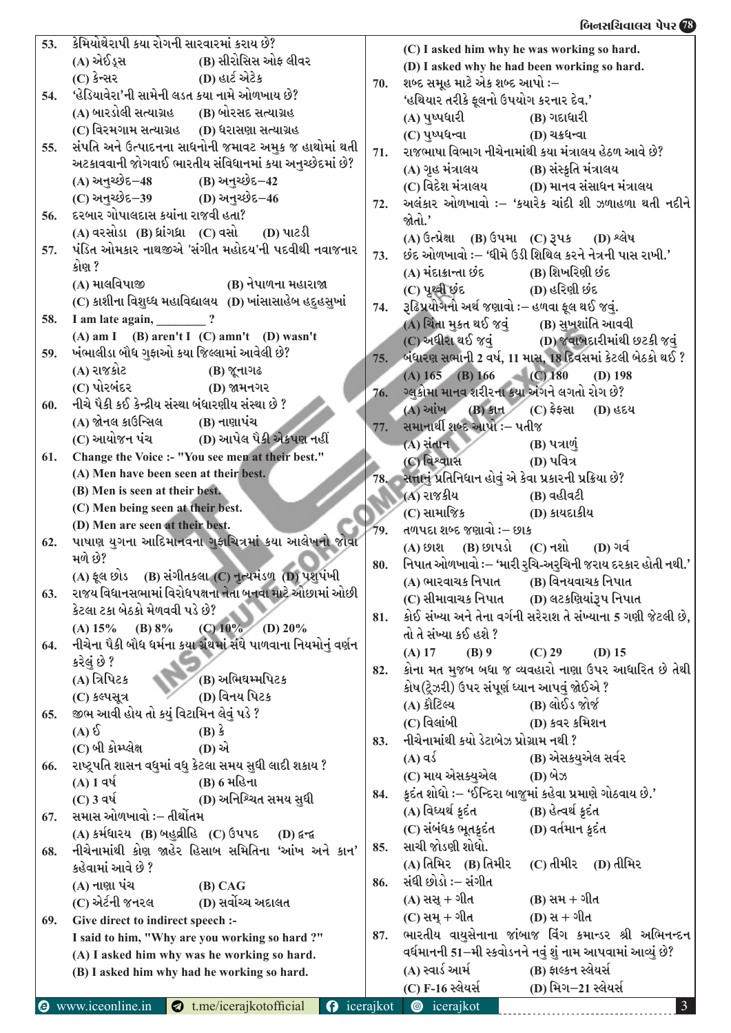53. કેમિયોથેરાપી કયા રોગની સારવારમાં કરાય છે?
(A) એઈડ્સ (B) સીરોસિસ ઓફ લીવર
(C) કેન્સર (D) હાર્ટ એટેક

54. 'હેડિયાવેરા'ની સામેની લડત કયા નામે ઓળખાય છે?
(A) બારડોલી સત્યાગ્રહ (B) બોરસદ સત્યાગ્રહ
(C) વિરમગામ સત્યાગ્રહ (D) ધરાસણા સત્યાગ્રહ

55. સંપતિ અને ઉત્પાદનના સાધનોની જમાવટ અમુક જ હાથોમાં થતી અટકાવવાની જોગવાઈ ભારતીય સંવિધાનમાં કયા અનુચ્છેદમાં છે?
(A) અનુચ્છેદ–48 (B) અનુચ્છેદ–42
(C) અનુચ્છેદ–39 (D) અનુચ્છેદ–46

56. દરબાર ગોપાલદાસ કયાંના રાજવી હતા?
(A) વરસોડા (B) ધ્રાંગધ્રા (C) વસો (D) પાટડી

57. પંડિત ઓમકાર નાથજીએ 'સંગીત મહોદય'ની પદવીથી નવાજનાર કોણ ?
(A) માલવિપાજી (B) નેપાળના મહારાજા
(C) કાશીના વિશુધ્ધ મહાવિદ્યાલય (D) ખાંસાસાહેબ હદુહસુખાં

58. I am late again, ________ ?
(A) am I (B) aren't I (C) amn't (D) wasn't

59. ખંભાલીડા બૌધ ગુફાઓ કયા જિલ્લામાં આવેલી છે?
(A) રાજકોટ (B) જૂનાગઢ
(C) પોરબંદર (D) જામનગર

60. નીચે પૈકી કઈ કેન્દ્રીય સંસ્થા બંધારણીય સંસ્થા છે ?
(A) ઝોનલ કાઉન્સિલ (B) નાણાપંચ
(C) આયોજન પંચ (D) આપેલ પૈકી એકપણ નહીં

61. Change the Voice :- "You see men at their best."
(A) Men have been seen at their best.
(B) Men is seen at their best.
(C) Men being seen at their best.
(D) Men are seen at their best.

62. પાષાણ યુગના આદિમાનવના ગુફાચિત્રમાં કયા આલેખનો જોવા મળે છે?
(A) ફૂલ છોડ (B) સંગીતકલા (C) નૃત્યમંડળ (D) પશુપંખી

63. રાજ્ય વિધાનસભામાં વિરોધપક્ષના નેતા બનવા માટે ઓછામાં ઓછી કેટલા ટકા બેઠકો મેળવવી પડે છે?
(A) 15% (B) 8% (C) 10% (D) 20%

64. નીચેના પૈકી બૌધ ધર્મના કયા ગ્રંથમાં સંઘે પાળવાના નિયમોનું વર્ણન કરેલું છે ?
(A) ત્રિપિટક (B) અભિધમ્મપિટક
(C) કલ્પસૂત્ર (D) વિનય પિટક

65. જીભ આવી હોય તો કયું વિટામિન લેવું પડે ?
(A) ઈ (B) કે
(C) બી કોમ્પ્લેક્ષ (D) એ

66. રાષ્ટ્રપતિ શાસન વધુમાં વધુ કેટલા સમય સુધી લાદી શકાય ?
(A) 1 વર્ષ (B) 6 મહિના
(C) 3 વર્ષ (D) અનિશ્ચિત સમય સુધી

67. સમાસ ઓળખાવો :– તીર્થોત્તમ
(A) કર્મધારય (B) બહુવ્રીહિ (C) ઉપપદ (D) દ્વન્દ્વ

68. નીચેનામાંથી કોણ જાહેર હિસાબ સમિતિના 'આંખ અને કાન' કહેવામાં આવે છે ?
(A) નાણા પંચ (B) CAG
(C) એટર્ની જનરલ (D) સર્વોચ્ચ અદાલત

69. Give direct to indirect speech :-
I said to him, "Why are you working so hard ?"
(A) I asked him why was he working so hard.
(B) I asked him why had he working so hard.
(C) I asked him why he was working so hard.
(D) I asked why he had been working so hard.

70. શબ્દ સમૂહ માટે એક શબ્દ આપો :–
'હથિયાર તરીકે ફૂલનો ઉપયોગ કરનાર દેવ.'
(A) પુષ્પધારી (B) ગદાધારી
(C) પુષ્પધન્વા (D) ચક્રધન્વા

71. રાજભાષા વિભાગ નીચેનામાંથી કયા મંત્રાલય હેઠળ આવે છે?
(A) ગૃહ મંત્રાલય (B) સંસ્કૃતિ મંત્રાલય
(C) વિદેશ મંત્રાલય (D) માનવ સંસાધન મંત્રાલય

72. અલંકાર ઓળખાવો :– 'કયારેક ચાંદી શી ઝળાહળા થતી નદીને જોતો.'
(A) ઉત્પ્રેક્ષા (B) ઉપમા (C) રૂપક (D) શ્લેષ

73. છંદ ઓળખાવો :– 'ધીમે ઉડી શિથિલ કરને નેત્રની પાસ રાખી.'
(A) મંદાક્રાન્તા છંદ (B) શિખરિણી છંદ
(C) પૃથ્વી છંદ (D) હરિણી છંદ

74. રૂઢિપ્રયોગનો અર્થ જણાવો :– હળવા ફૂલ થઈ જવું.
(A) ચિંતા મુકત થઈ જવું (B) સુખશાંતિ આવવી
(C) અધીરા થઈ જવું (D) જવાબદારીમાંથી છટકી જવું

75. બંધારણ સભાની 2 વર્ષ, 11 માસ, 18 દિવસમાં કેટલી બેઠકો થઈ ?
(A) 165 (B) 166 (C) 180 (D) 198

76. ગ્લુકોમા માનવ શરીરના કયા અંગને લગતો રોગ છે?
(A) આંખ (B) કાન (C) ફેફસા (D) હૃદય

77. સમાનાર્થી શબ્દ આપો :– પતીજ
(A) સંતાન (B) પત્રાળું
(C) વિશ્વાસ (D) પવિત્ર

78. સત્તાનું પ્રતિનિધાન હોવું એ કેવા પ્રકારની પ્રક્રિયા છે?
(A) રાજકીય (B) વહીવટી
(C) સામાજિક (D) કાયદાકીય

79. તળપદા શબ્દ જણાવો :– છાક
(A) છાશ (B) છાપડો (C) નશો (D) ગર્વ

80. નિપાત ઓળખાવો :– 'મારી રુચિ-અરુચિની જરાય દરકાર હોતી નથી.'
(A) ભારવાચક નિપાત (B) વિનયવાચક નિપાત
(C) સીમાવાચક નિપાત (D) લટકણિયાંરૂપ નિપાત

81. કોઈ સંખ્યા અને તેના વર્ગની સરેરાશ તે સંખ્યાના 5 ગણી જેટલી છે, તો તે સંખ્યા કઈ હશે ?
(A) 17 (B) 9 (C) 29 (D) 15

82. કોના મત મુજબ બધા જ વ્યવહારો નાણા ઉપર આધારિત છે તેથી કોષ(ટ્રેઝરી) ઉપર સંપૂર્ણ ધ્યાન આપવું જોઈએ ?
(A) કૌટિલ્ય (B) લોર્ડ્સ જોર્જ
(C) વિલાંબી (D) કવર કમિશન

83. નીચેનામાંથી કયો ડેટાબેઝ પ્રોગ્રામ નથી ?
(A) વર્ડ (B) એસક્યુએલ સર્વર
(C) માય એસક્યુએલ (D) બેઝ

84. કૃદંત શોધો :– 'ઈન્દિરા બાજુમાં કહેવા પ્રમાણે ગોઠવાય છે.'
(A) વિધ્યર્થ કૃદંત (B) હેત્વર્થ કૃદંત
(C) સંબંધક ભૂતકૃદંત (D) વર્તમાન કૃદંત

85. સાચી જોડણી શોધો.
(A) તિમિર (B) તિમીર (C) તીમીર (D) તીમિર

86. સંધી છોડો :– સંગીત
(A) સસ્ + ગીત (B) સમ + ગીત
(C) સમ્ + ગીત (D) સ + ગીત

87. ભારતીય વાયુસેનાના જાંબાજ વિંગ કમાન્ડર શ્રી અભિનન્દન વર્ધમાનની 51–મી સ્કવોડનને નવું શું નામ આપવામાં આવ્યું છે?
(A) સ્વાર્ડ આર્મ (B) ફાલ્કન સ્લેયર્સ
(C) F-16 સ્લેયર્સ (D) મિગ–21 સ્લેયર્સ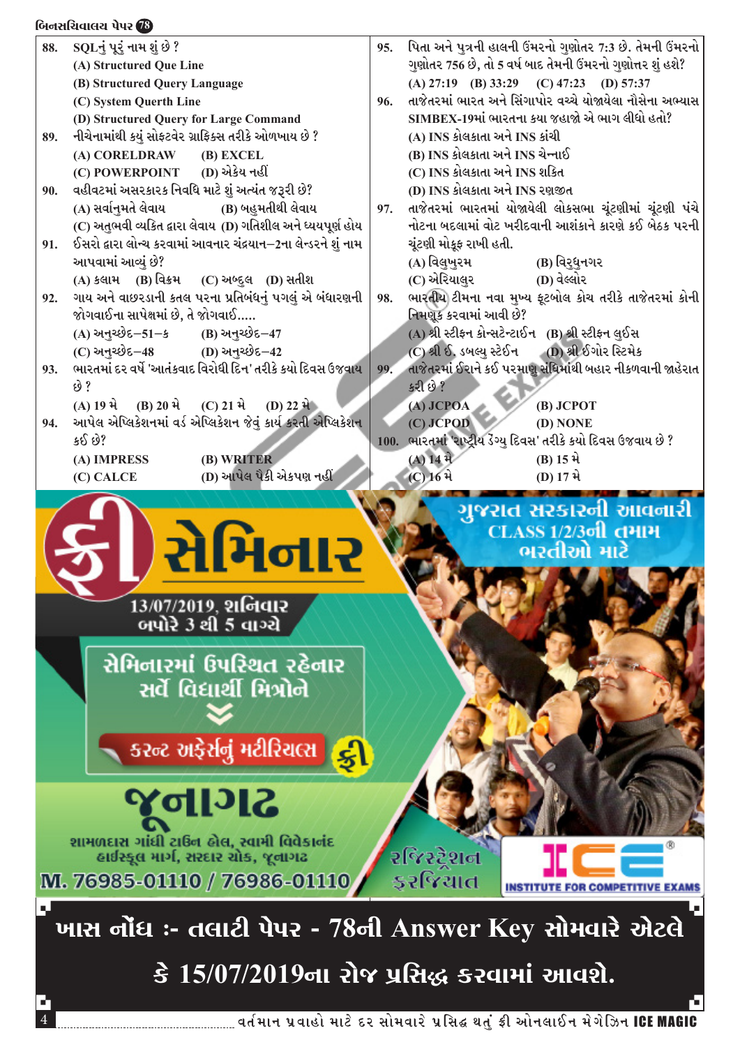88. SQLનું પૂરું નામ શું છે ?
(A) Structured Que Line
(B) Structured Query Language
(C) System Querth Line
(D) Structured Query for Large Command

89. નીચેનામાંથી કયું સોફ્ટવેર ગ્રાફિક્સ તરીકે ઓળખાય છે ?
(A) CORELDRAW (B) EXCEL
(C) POWERPOINT (D) એકેય નહીં

90. વહીવટમાં અસરકારક નિર્ણય માટે શું અત્યંત જરૂરી છે?
(A) સર્વાનુમતે લેવાય (B) બહુમતીથી લેવાય
(C) અનુભવી વ્યક્તિ દ્વારા લેવાય (D) ગતિશીલ અને ધ્યેયપૂર્ણ હોય

91. ઈસરો દ્વારા લોન્ચ કરવામાં આવનાર ચંદ્રયાન–2ના લેન્ડરને શું નામ આપવામાં આવ્યું છે?
(A) કલામ (B) વિક્રમ (C) અબ્દુલ (D) સતીશ

92. ગાય અને વાછરડાની કતલ પરના પ્રતિબંધનું પગલું એ બંધારણની જોગવાઈના સાપેક્ષમાં છે, તે જોગવાઈ.....
(A) અનુચ્છેદ–51–ક (B) અનુચ્છેદ–47
(C) અનુચ્છેદ–48 (D) અનુચ્છેદ–42

93. ભારતમાં દર વર્ષે 'આતંકવાદ વિરોધી દિન' તરીકે કયો દિવસ ઉજવાય છે ?
(A) 19 મે (B) 20 મે (C) 21 મે (D) 22 મે

94. આપેલ એપ્લિકેશનમાં વર્ડ એપ્લિકેશન જેવું કાર્ય કરતી એપ્લિકેશન કઈ છે?
(A) IMPRESS (B) WRITER
(C) CALCE (D) આપેલ પૈકી એકપણ નહીં

95. પિતા અને પુત્રની હાલની ઉંમરનો ગુણોત્તર 7:3 છે. તેમની ઉંમરનો ગુણાકાર 756 છે, તો 5 વર્ષ બાદ તેમની ઉંમરનો ગુણોત્તર શું હશે?
(A) 27:19 (B) 33:29 (C) 47:23 (D) 57:37

96. તાજેતરમાં ભારત અને સિંગાપોર વચ્ચે યોજાયેલા નૌસેના અભ્યાસ SIMBEX-19માં ભારતના કયા જહાજો એ ભાગ લીધો હતો?
(A) INS કોલકાતા અને INS કાંચી
(B) INS કોલકાતા અને INS ચેન્નાઈ
(C) INS કોલકાતા અને INS શક્તિ
(D) INS કોલકાતા અને INS રણજીત

97. તાજેતરમાં ભારતમાં યોજાયેલી લોકસભા ચૂંટણીમાં ચૂંટણી પંચે નોટના બદલામાં વોટ ખરીદવાની આશંકાને કારણે કઈ બેઠક પરની ચૂંટણી મોકૂફ રાખી હતી.
(A) વિલુપુરમ (B) વિરુધુનગર
(C) એરિયાલુર (D) વેલ્લોર

98. ભારતીય ટીમના નવા મુખ્ય ફૂટબોલ કોચ તરીકે તાજેતરમાં કોની નિમણૂક કરવામાં આવી છે?
(A) શ્રી સ્ટીફન કોન્સ્ટેન્ટાઈન (B) શ્રી સ્ટીફન લુઈસ
(C) શ્રી ઈ. ડબલ્યુ સ્ટેઈન (D) શ્રી ઈગોર સ્ટિમેક

99. તાજેતરમાં ઈરાને કઈ પરમાણુ સંધિમાંથી બહાર નીકળવાની જાહેરાત કરી છે ?
(A) JCPOA (B) JCPOT
(C) JCPOD (D) NONE

100. ભારતમાં 'રાષ્ટ્રીય ડેંગ્યુ દિવસ' તરીકે કયો દિવસ ઉજવાય છે ?
(A) 14 મે (B) 15 મે
(C) 16 મે (D) 17 મે

ફ્રી સેમિનાર

ગુજરાત સરકારની આવનારી CLASS 1/2/3ની તમામ ભરતીઓ માટે

13/07/2019, શનિવાર
બપોરે 3 થી 5 વાગ્યે

સેમિનારમાં ઉપસ્થિત રહેનાર સર્વે વિદ્યાર્થી મિત્રોને

કરન્ટ અફેર્સનું મટીરિયલ ફ્રી

જૂનાગઢ

શામળદાસ ગાંધી ટાઉન હોલ, સ્વામી વિવેકાનંદ હાઈસ્કૂલ માર્ગ, સરદાર ચોક, જૂનાગઢ

M. 76985-01110 / 76986-01110

રજિસ્ટ્રેશન ફરજિયાત

ICE INSTITUTE FOR COMPETITIVE EXAMS

**ખાસ નોંધ :- તલાટી પેપર - 78ની Answer Key સોમવારે એટલે કે 15/07/2019ના રોજ પ્રસિદ્ધ કરવામાં આવશે.**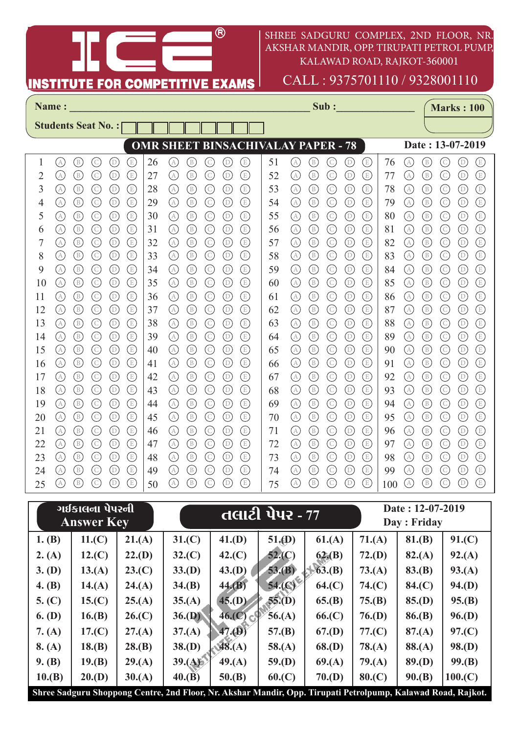# ICE INSTITUTE FOR COMPETITIVE EXAMS

SHREE SADGURU COMPLEX, 2ND FLOOR, NR. AKSHAR MANDIR, OPP. TIRUPATI PETROL PUMP, KALAWAD ROAD, RAJKOT-360001

CALL : 9375701110 / 9328001110

**Name :** ______________________ **Sub :** ______________ **Marks : 100**

**Students Seat No. :** ______

## OMR SHEET BINSACHIVALAY PAPER - 78

**Date : 13-07-2019**

| | | | | | | | | | | | | | | | | | | | | | | |
|---|---|---|---|---|---|---|---|---|---|---|---|---|---|---|---|---|---|---|---|---|---|---|
| 1 | A | B | C | D | E | 26 | A | B | C | D | E | 51 | A | B | C | D | E | 76 | A | B | C | D | E |
| 2 | A | B | C | D | E | 27 | A | B | C | D | E | 52 | A | B | C | D | E | 77 | A | B | C | D | E |
| 3 | A | B | C | D | E | 28 | A | B | C | D | E | 53 | A | B | C | D | E | 78 | A | B | C | D | E |
| 4 | A | B | C | D | E | 29 | A | B | C | D | E | 54 | A | B | C | D | E | 79 | A | B | C | D | E |
| 5 | A | B | C | D | E | 30 | A | B | C | D | E | 55 | A | B | C | D | E | 80 | A | B | C | D | E |
| 6 | A | B | C | D | E | 31 | A | B | C | D | E | 56 | A | B | C | D | E | 81 | A | B | C | D | E |
| 7 | A | B | C | D | E | 32 | A | B | C | D | E | 57 | A | B | C | D | E | 82 | A | B | C | D | E |
| 8 | A | B | C | D | E | 33 | A | B | C | D | E | 58 | A | B | C | D | E | 83 | A | B | C | D | E |
| 9 | A | B | C | D | E | 34 | A | B | C | D | E | 59 | A | B | C | D | E | 84 | A | B | C | D | E |
| 10 | A | B | C | D | E | 35 | A | B | C | D | E | 60 | A | B | C | D | E | 85 | A | B | C | D | E |
| 11 | A | B | C | D | E | 36 | A | B | C | D | E | 61 | A | B | C | D | E | 86 | A | B | C | D | E |
| 12 | A | B | C | D | E | 37 | A | B | C | D | E | 62 | A | B | C | D | E | 87 | A | B | C | D | E |
| 13 | A | B | C | D | E | 38 | A | B | C | D | E | 63 | A | B | C | D | E | 88 | A | B | C | D | E |
| 14 | A | B | C | D | E | 39 | A | B | C | D | E | 64 | A | B | C | D | E | 89 | A | B | C | D | E |
| 15 | A | B | C | D | E | 40 | A | B | C | D | E | 65 | A | B | C | D | E | 90 | A | B | C | D | E |
| 16 | A | B | C | D | E | 41 | A | B | C | D | E | 66 | A | B | C | D | E | 91 | A | B | C | D | E |
| 17 | A | B | C | D | E | 42 | A | B | C | D | E | 67 | A | B | C | D | E | 92 | A | B | C | D | E |
| 18 | A | B | C | D | E | 43 | A | B | C | D | E | 68 | A | B | C | D | E | 93 | A | B | C | D | E |
| 19 | A | B | C | D | E | 44 | A | B | C | D | E | 69 | A | B | C | D | E | 94 | A | B | C | D | E |
| 20 | A | B | C | D | E | 45 | A | B | C | D | E | 70 | A | B | C | D | E | 95 | A | B | C | D | E |
| 21 | A | B | C | D | E | 46 | A | B | C | D | E | 71 | A | B | C | D | E | 96 | A | B | C | D | E |
| 22 | A | B | C | D | E | 47 | A | B | C | D | E | 72 | A | B | C | D | E | 97 | A | B | C | D | E |
| 23 | A | B | C | D | E | 48 | A | B | C | D | E | 73 | A | B | C | D | E | 98 | A | B | C | D | E |
| 24 | A | B | C | D | E | 49 | A | B | C | D | E | 74 | A | B | C | D | E | 99 | A | B | C | D | E |
| 25 | A | B | C | D | E | 50 | A | B | C | D | E | 75 | A | B | C | D | E | 100 | A | B | C | D | E |

## ગઈકાલના પેપરની Answer Key — તલાટી પેપર - 77

**Date : 12-07-2019**
**Day : Friday**

| | | | | | | | | | |
|---|---|---|---|---|---|---|---|---|---|
| 1. (B) | 11.(C) | 21.(A) | 31.(C) | 41.(D) | 51.(D) | 61.(A) | 71.(A) | 81.(B) | 91.(C) |
| 2. (A) | 12.(C) | 22.(D) | 32.(C) | 42.(C) | 52.(C) | 62.(B) | 72.(D) | 82.(A) | 92.(A) |
| 3. (D) | 13.(A) | 23.(C) | 33.(D) | 43.(D) | 53.(B) | 63.(B) | 73.(A) | 83.(B) | 93.(A) |
| 4. (B) | 14.(A) | 24.(A) | 34.(B) | 44.(B) | 54.(C) | 64.(C) | 74.(C) | 84.(C) | 94.(D) |
| 5. (C) | 15.(C) | 25.(A) | 35.(A) | 45.(D) | 55.(D) | 65.(B) | 75.(B) | 85.(D) | 95.(B) |
| 6. (D) | 16.(B) | 26.(C) | 36.(D) | 46.(C) | 56.(A) | 66.(C) | 76.(D) | 86.(B) | 96.(D) |
| 7. (A) | 17.(C) | 27.(A) | 37.(A) | 47.(D) | 57.(B) | 67.(D) | 77.(C) | 87.(A) | 97.(C) |
| 8. (A) | 18.(B) | 28.(B) | 38.(D) | 48.(A) | 58.(A) | 68.(D) | 78.(A) | 88.(A) | 98.(D) |
| 9. (B) | 19.(B) | 29.(A) | 39.(A) | 49.(A) | 59.(D) | 69.(A) | 79.(A) | 89.(D) | 99.(B) |
| 10.(B) | 20.(D) | 30.(A) | 40.(B) | 50.(B) | 60.(C) | 70.(D) | 80.(C) | 90.(B) | 100.(C) |

Shree Sadguru Shoppong Centre, 2nd Floor, Nr. Akshar Mandir, Opp. Tirupati Petrolpump, Kalawad Road, Rajkot.